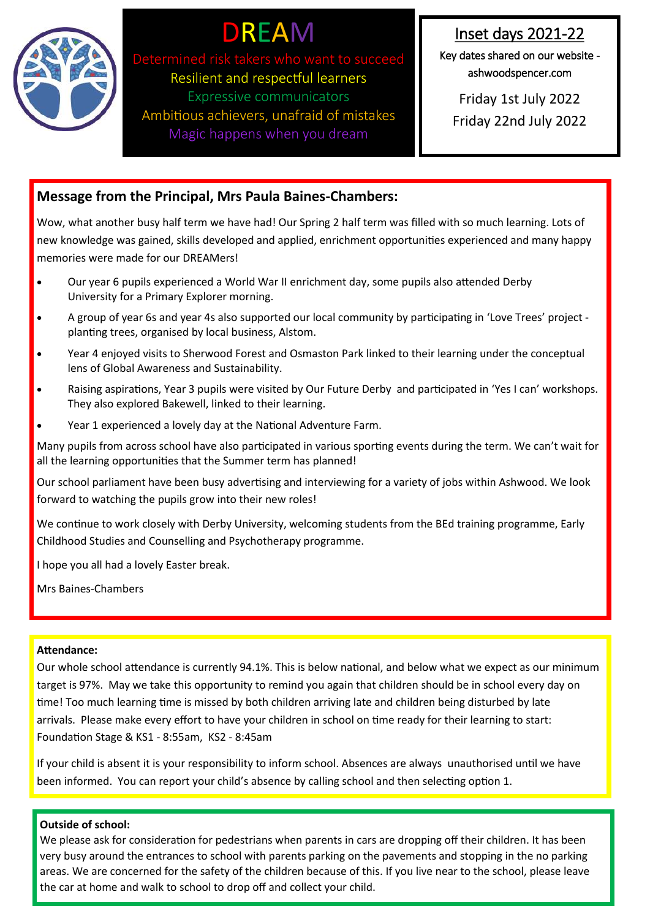# DREAM

Determined risk takers who want to succeed
Resilient and respectful learners
Expressive communicators
Ambitious achievers, unafraid of mistakes
Magic happens when you dream

## Inset days 2021-22

Key dates shared on our website - ashwoodspencer.com

Friday 1st July 2022
Friday 22nd July 2022

## Message from the Principal, Mrs Paula Baines-Chambers:

Wow, what another busy half term we have had! Our Spring 2 half term was filled with so much learning. Lots of new knowledge was gained, skills developed and applied, enrichment opportunities experienced and many happy memories were made for our DREAMers!

- Our year 6 pupils experienced a World War II enrichment day, some pupils also attended Derby University for a Primary Explorer morning.
- A group of year 6s and year 4s also supported our local community by participating in 'Love Trees' project - planting trees, organised by local business, Alstom.
- Year 4 enjoyed visits to Sherwood Forest and Osmaston Park linked to their learning under the conceptual lens of Global Awareness and Sustainability.
- Raising aspirations, Year 3 pupils were visited by Our Future Derby and participated in 'Yes I can' workshops. They also explored Bakewell, linked to their learning.
- Year 1 experienced a lovely day at the National Adventure Farm.

Many pupils from across school have also participated in various sporting events during the term. We can't wait for all the learning opportunities that the Summer term has planned!

Our school parliament have been busy advertising and interviewing for a variety of jobs within Ashwood. We look forward to watching the pupils grow into their new roles!

We continue to work closely with Derby University, welcoming students from the BEd training programme, Early Childhood Studies and Counselling and Psychotherapy programme.

I hope you all had a lovely Easter break.

Mrs Baines-Chambers

**Attendance:**

Our whole school attendance is currently 94.1%. This is below national, and below what we expect as our minimum target is 97%. May we take this opportunity to remind you again that children should be in school every day on time! Too much learning time is missed by both children arriving late and children being disturbed by late arrivals. Please make every effort to have your children in school on time ready for their learning to start: Foundation Stage & KS1 - 8:55am, KS2 - 8:45am

If your child is absent it is your responsibility to inform school. Absences are always unauthorised until we have been informed. You can report your child's absence by calling school and then selecting option 1.

**Outside of school:**

We please ask for consideration for pedestrians when parents in cars are dropping off their children. It has been very busy around the entrances to school with parents parking on the pavements and stopping in the no parking areas. We are concerned for the safety of the children because of this. If you live near to the school, please leave the car at home and walk to school to drop off and collect your child.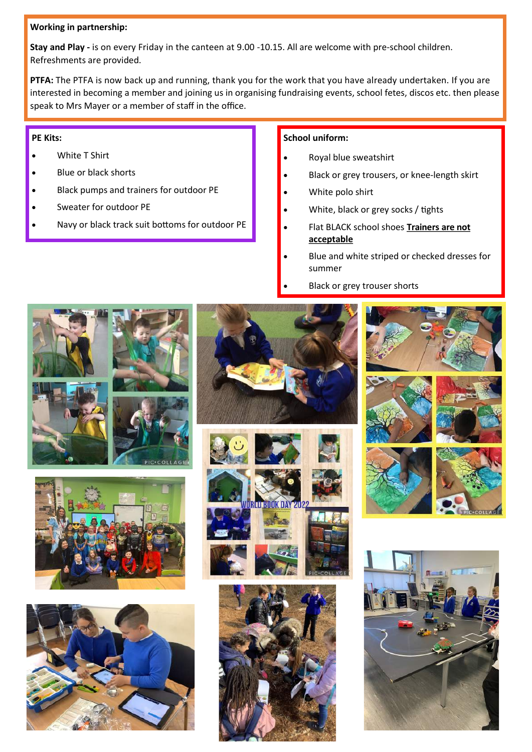**Working in partnership:**

**Stay and Play -** is on every Friday in the canteen at 9.00 -10.15. All are welcome with pre-school children. Refreshments are provided.

**PTFA:** The PTFA is now back up and running, thank you for the work that you have already undertaken. If you are interested in becoming a member and joining us in organising fundraising events, school fetes, discos etc. then please speak to Mrs Mayer or a member of staff in the office.

**PE Kits:**

- White T Shirt
- Blue or black shorts
- Black pumps and trainers for outdoor PE
- Sweater for outdoor PE
- Navy or black track suit bottoms for outdoor PE

**School uniform:**

- Royal blue sweatshirt
- Black or grey trousers, or knee-length skirt
- White polo shirt
- White, black or grey socks / tights
- Flat BLACK shoes **Trainers are not acceptable**
- Blue and white striped or checked dresses for summer
- Black or grey trouser shorts